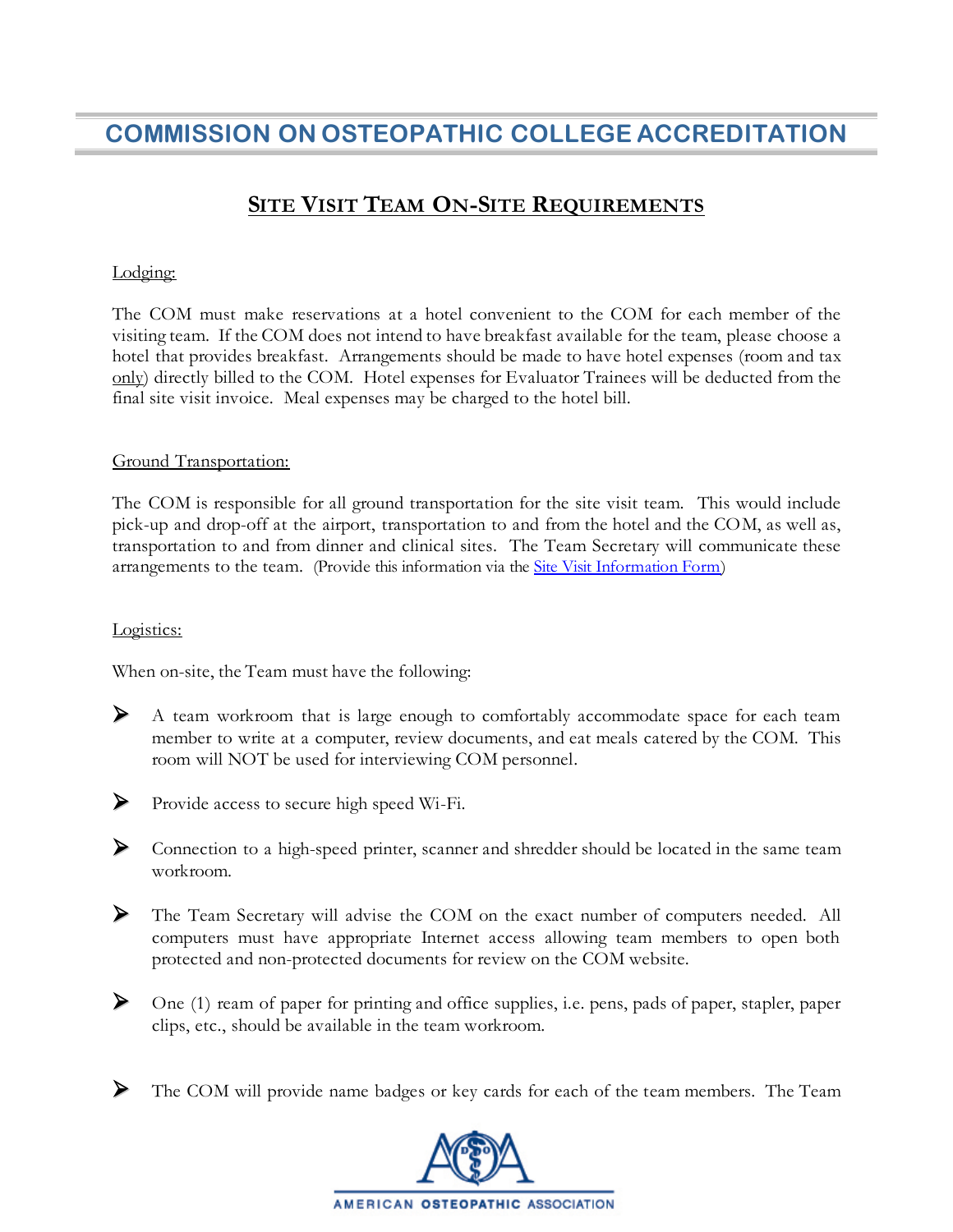# COMMISSION ON OSTEOPATHIC COLLEGE ACCREDITATION

## SITE VISIT TEAM ON-SITE REQUIREMENTS

Lodging:

The COM must make reservations at a hotel convenient to the COM for each member of the visiting team. If the COM does not intend to have breakfast available for the team, please choose a hotel that provides breakfast. Arrangements should be made to have hotel expenses (room and tax only) directly billed to the COM. Hotel expenses for Evaluator Trainees will be deducted from the final site visit invoice. Meal expenses may be charged to the hotel bill.

Ground Transportation:

The COM is responsible for all ground transportation for the site visit team. This would include pick-up and drop-off at the airport, transportation to and from the hotel and the COM, as well as, transportation to and from dinner and clinical sites. The Team Secretary will communicate these arrangements to the team. (Provide this information via the Site Visit Information Form)

Logistics:

When on-site, the Team must have the following:

- A team workroom that is large enough to comfortably accommodate space for each team member to write at a computer, review documents, and eat meals catered by the COM. This room will NOT be used for interviewing COM personnel.
- Provide access to secure high speed Wi-Fi.
- Connection to a high-speed printer, scanner and shredder should be located in the same team workroom.
- The Team Secretary will advise the COM on the exact number of computers needed. All computers must have appropriate Internet access allowing team members to open both protected and non-protected documents for review on the COM website.
- One (1) ream of paper for printing and office supplies, i.e. pens, pads of paper, stapler, paper clips, etc., should be available in the team workroom.
- The COM will provide name badges or key cards for each of the team members. The Team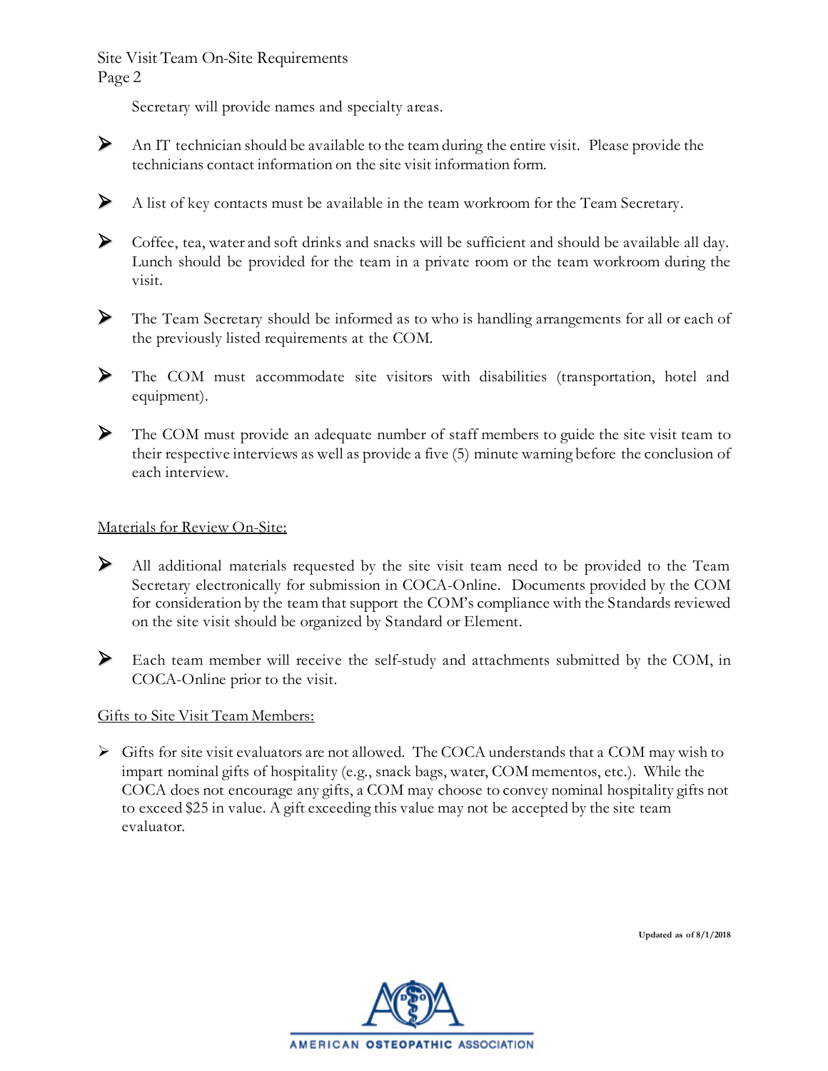Secretary will provide names and specialty areas.

- An IT technician should be available to the team during the entire visit. Please provide the technicians contact information on the site visit information form.

- A list of key contacts must be available in the team workroom for the Team Secretary.

- Coffee, tea, water and soft drinks and snacks will be sufficient and should be available all day. Lunch should be provided for the team in a private room or the team workroom during the visit.

- The Team Secretary should be informed as to who is handling arrangements for all or each of the previously listed requirements at the COM.

- The COM must accommodate site visitors with disabilities (transportation, hotel and equipment).

- The COM must provide an adequate number of staff members to guide the site visit team to their respective interviews as well as provide a five (5) minute warning before the conclusion of each interview.

Materials for Review On-Site:

- All additional materials requested by the site visit team need to be provided to the Team Secretary electronically for submission in COCA-Online. Documents provided by the COM for consideration by the team that support the COM's compliance with the Standards reviewed on the site visit should be organized by Standard or Element.

- Each team member will receive the self-study and attachments submitted by the COM, in COCA-Online prior to the visit.

Gifts to Site Visit Team Members:

- Gifts for site visit evaluators are not allowed. The COCA understands that a COM may wish to impart nominal gifts of hospitality (e.g., snack bags, water, COM mementos, etc.). While the COCA does not encourage any gifts, a COM may choose to convey nominal hospitality gifts not to exceed $25 in value. A gift exceeding this value may not be accepted by the site team evaluator.

Updated as of 8/1/2018

AMERICAN OSTEOPATHIC ASSOCIATION